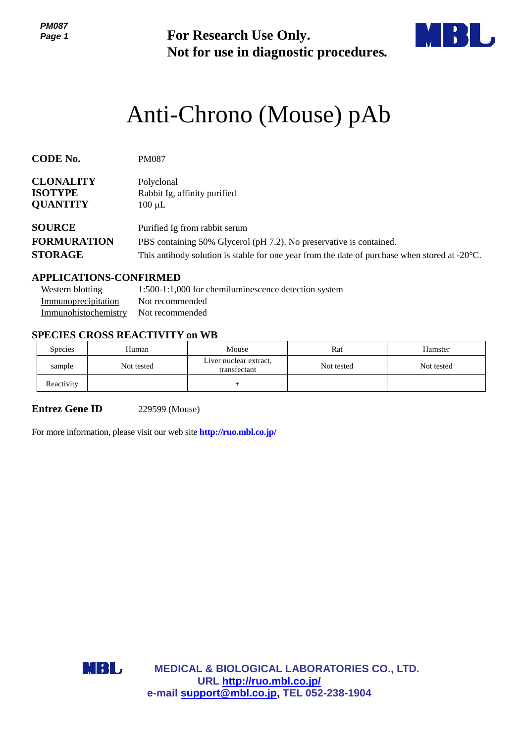For Research Use Only.
Not for use in diagnostic procedures.

# Anti-Chrono (Mouse) pAb

**CODE No.** PM087

**CLONALITY** Polyclonal
**ISOTYPE** Rabbit Ig, affinity purified
**QUANTITY** 100 μL

**SOURCE** Purified Ig from rabbit serum
**FORMURATION** PBS containing 50% Glycerol (pH 7.2). No preservative is contained.
**STORAGE** This antibody solution is stable for one year from the date of purchase when stored at -20°C.

## APPLICATIONS-CONFIRMED

Western blotting 1:500-1:1,000 for chemiluminescence detection system
Immunoprecipitation Not recommended
Immunohistochemistry Not recommended

## SPECIES CROSS REACTIVITY on WB

| Species | Human | Mouse | Rat | Hamster |
|---|---|---|---|---|
| sample | Not tested | Liver nuclear extract, transfectant | Not tested | Not tested |
| Reactivity | | + | | |

**Entrez Gene ID** 229599 (Mouse)

For more information, please visit our web site **http://ruo.mbl.co.jp/**

**MEDICAL & BIOLOGICAL LABORATORIES CO., LTD.**
**URL http://ruo.mbl.co.jp/**
**e-mail support@mbl.co.jp, TEL 052-238-1904**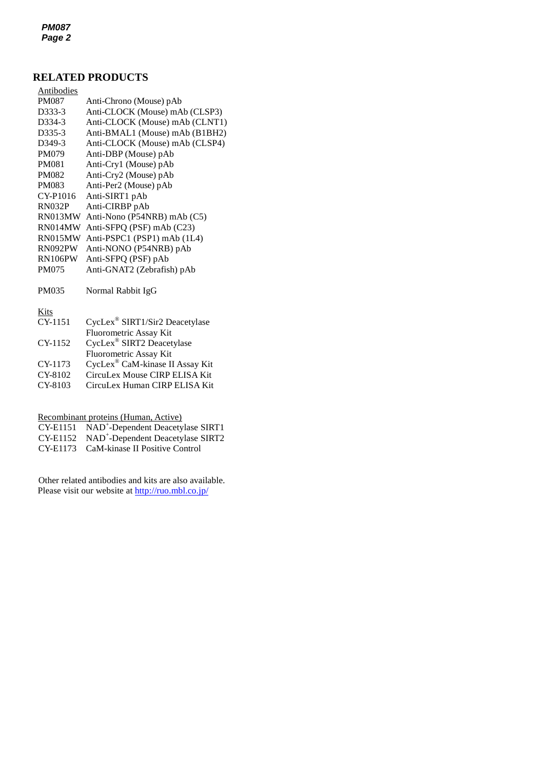## RELATED PRODUCTS

Antibodies

| | |
|---|---|
| PM087 | Anti-Chrono (Mouse) pAb |
| D333-3 | Anti-CLOCK (Mouse) mAb (CLSP3) |
| D334-3 | Anti-CLOCK (Mouse) mAb (CLNT1) |
| D335-3 | Anti-BMAL1 (Mouse) mAb (B1BH2) |
| D349-3 | Anti-CLOCK (Mouse) mAb (CLSP4) |
| PM079 | Anti-DBP (Mouse) pAb |
| PM081 | Anti-Cry1 (Mouse) pAb |
| PM082 | Anti-Cry2 (Mouse) pAb |
| PM083 | Anti-Per2 (Mouse) pAb |
| CY-P1016 | Anti-SIRT1 pAb |
| RN032P | Anti-CIRBP pAb |
| RN013MW | Anti-Nono (P54NRB) mAb (C5) |
| RN014MW | Anti-SFPQ (PSF) mAb (C23) |
| RN015MW | Anti-PSPC1 (PSP1) mAb (1L4) |
| RN092PW | Anti-NONO (P54NRB) pAb |
| RN106PW | Anti-SFPQ (PSF) pAb |
| PM075 | Anti-GNAT2 (Zebrafish) pAb |
| PM035 | Normal Rabbit IgG |

Kits

| | |
|---|---|
| CY-1151 | CycLex® SIRT1/Sir2 Deacetylase Fluorometric Assay Kit |
| CY-1152 | CycLex® SIRT2 Deacetylase Fluorometric Assay Kit |
| CY-1173 | CycLex® CaM-kinase II Assay Kit |
| CY-8102 | CircuLex Mouse CIRP ELISA Kit |
| CY-8103 | CircuLex Human CIRP ELISA Kit |

Recombinant proteins (Human, Active)

| | |
|---|---|
| CY-E1151 | $NAD^+$-Dependent Deacetylase SIRT1 |
| CY-E1152 | $NAD^+$-Dependent Deacetylase SIRT2 |
| CY-E1173 | CaM-kinase II Positive Control |

Other related antibodies and kits are also available.
Please visit our website at http://ruo.mbl.co.jp/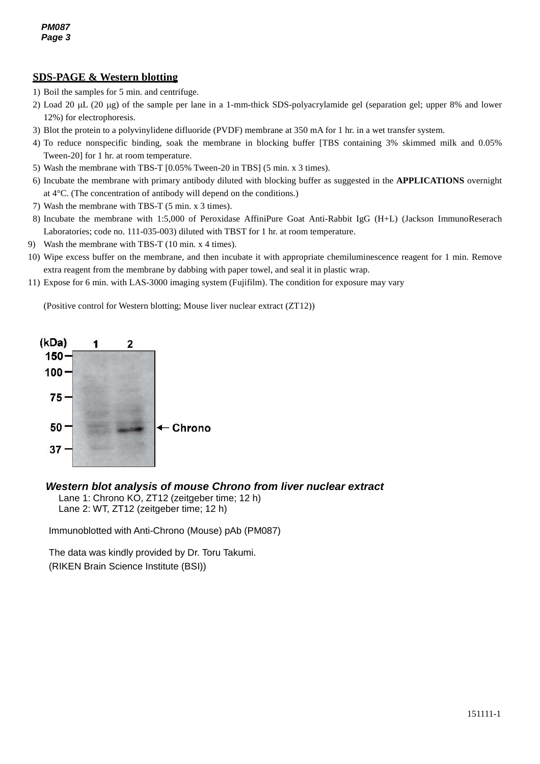## SDS-PAGE & Western blotting

1) Boil the samples for 5 min. and centrifuge.
2) Load 20 μL (20 μg) of the sample per lane in a 1-mm-thick SDS-polyacrylamide gel (separation gel; upper 8% and lower 12%) for electrophoresis.
3) Blot the protein to a polyvinylidene difluoride (PVDF) membrane at 350 mA for 1 hr. in a wet transfer system.
4) To reduce nonspecific binding, soak the membrane in blocking buffer [TBS containing 3% skimmed milk and 0.05% Tween-20] for 1 hr. at room temperature.
5) Wash the membrane with TBS-T [0.05% Tween-20 in TBS] (5 min. x 3 times).
6) Incubate the membrane with primary antibody diluted with blocking buffer as suggested in the **APPLICATIONS** overnight at 4°C. (The concentration of antibody will depend on the conditions.)
7) Wash the membrane with TBS-T (5 min. x 3 times).
8) Incubate the membrane with 1:5,000 of Peroxidase AffiniPure Goat Anti-Rabbit IgG (H+L) (Jackson ImmunoReserach Laboratories; code no. 111-035-003) diluted with TBST for 1 hr. at room temperature.
9) Wash the membrane with TBS-T (10 min. x 4 times).
10) Wipe excess buffer on the membrane, and then incubate it with appropriate chemiluminescence reagent for 1 min. Remove extra reagent from the membrane by dabbing with paper towel, and seal it in plastic wrap.
11) Expose for 6 min. with LAS-3000 imaging system (Fujifilm). The condition for exposure may vary

(Positive control for Western blotting; Mouse liver nuclear extract (ZT12))

(kDa)
1
2
150
100
75
50
37
← Chrono

***Western blot analysis of mouse Chrono from liver nuclear extract***

Lane 1: Chrono KO, ZT12 (zeitgeber time; 12 h)
Lane 2: WT, ZT12 (zeitgeber time; 12 h)

Immunoblotted with Anti-Chrono (Mouse) pAb (PM087)

The data was kindly provided by Dr. Toru Takumi.
(RIKEN Brain Science Institute (BSI))

151111-1